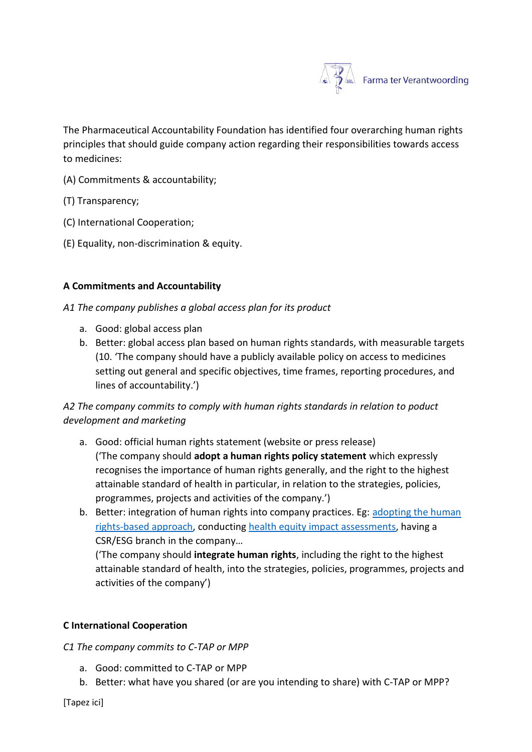The Pharmaceutical Accountability Foundation has identified four overarching human rights principles that should guide company action regarding their responsibilities towards access to medicines:

(A) Commitments & accountability;

(T) Transparency;

(C) International Cooperation;

(E) Equality, non-discrimination & equity.

**A Commitments and Accountability**

*A1 The company publishes a global access plan for its product*

a. Good: global access plan
b. Better: global access plan based on human rights standards, with measurable targets (10. 'The company should have a publicly available policy on access to medicines setting out general and specific objectives, time frames, reporting procedures, and lines of accountability.')

*A2 The company commits to comply with human rights standards in relation to poduct development and marketing*

a. Good: official human rights statement (website or press release)
   ('The company should **adopt a human rights policy statement** which expressly recognises the importance of human rights generally, and the right to the highest attainable standard of health in particular, in relation to the strategies, policies, programmes, projects and activities of the company.')
b. Better: integration of human rights into company practices. Eg: adopting the human rights-based approach, conducting health equity impact assessments, having a CSR/ESG branch in the company…
   ('The company should **integrate human rights**, including the right to the highest attainable standard of health, into the strategies, policies, programmes, projects and activities of the company')

**C International Cooperation**

*C1 The company commits to C-TAP or MPP*

a. Good: committed to C-TAP or MPP
b. Better: what have you shared (or are you intending to share) with C-TAP or MPP?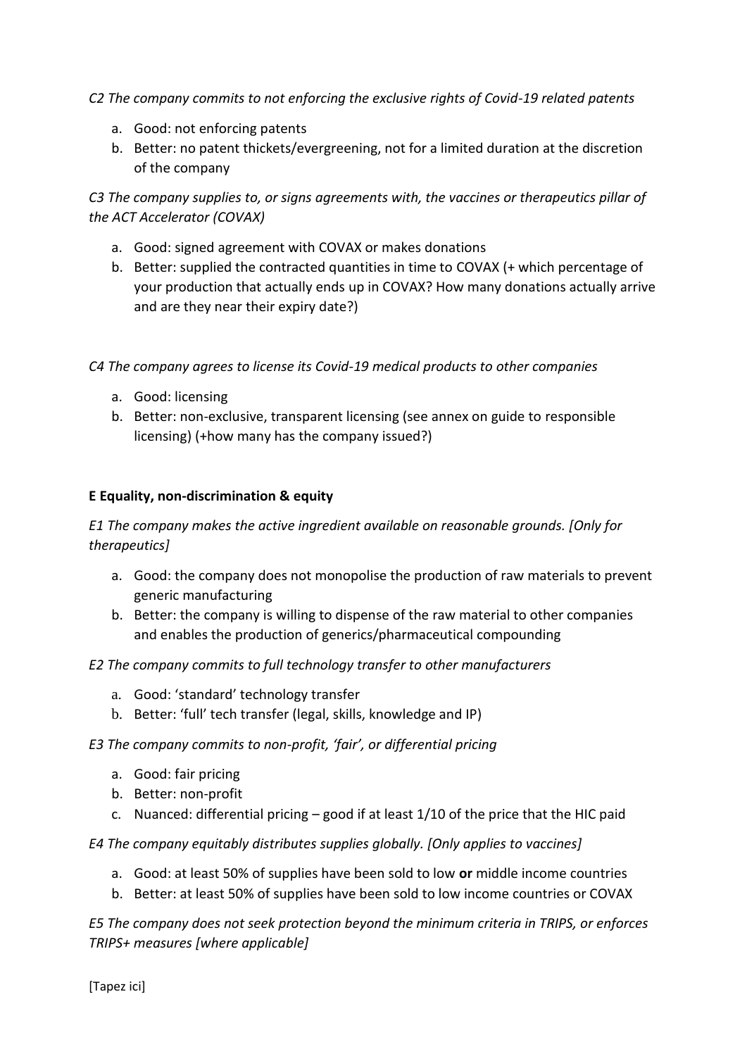*C2 The company commits to not enforcing the exclusive rights of Covid-19 related patents*

a. Good: not enforcing patents
b. Better: no patent thickets/evergreening, not for a limited duration at the discretion of the company

*C3 The company supplies to, or signs agreements with, the vaccines or therapeutics pillar of the ACT Accelerator (COVAX)*

a. Good: signed agreement with COVAX or makes donations
b. Better: supplied the contracted quantities in time to COVAX (+ which percentage of your production that actually ends up in COVAX? How many donations actually arrive and are they near their expiry date?)

*C4 The company agrees to license its Covid-19 medical products to other companies*

a. Good: licensing
b. Better: non-exclusive, transparent licensing (see annex on guide to responsible licensing) (+how many has the company issued?)

**E Equality, non-discrimination & equity**

*E1 The company makes the active ingredient available on reasonable grounds. [Only for therapeutics]*

a. Good: the company does not monopolise the production of raw materials to prevent generic manufacturing
b. Better: the company is willing to dispense of the raw material to other companies and enables the production of generics/pharmaceutical compounding

*E2 The company commits to full technology transfer to other manufacturers*

a. Good: 'standard' technology transfer
b. Better: 'full' tech transfer (legal, skills, knowledge and IP)

*E3 The company commits to non-profit, 'fair', or differential pricing*

a. Good: fair pricing
b. Better: non-profit
c. Nuanced: differential pricing – good if at least 1/10 of the price that the HIC paid

*E4 The company equitably distributes supplies globally. [Only applies to vaccines]*

a. Good: at least 50% of supplies have been sold to low **or** middle income countries
b. Better: at least 50% of supplies have been sold to low income countries or COVAX

*E5 The company does not seek protection beyond the minimum criteria in TRIPS, or enforces TRIPS+ measures [where applicable]*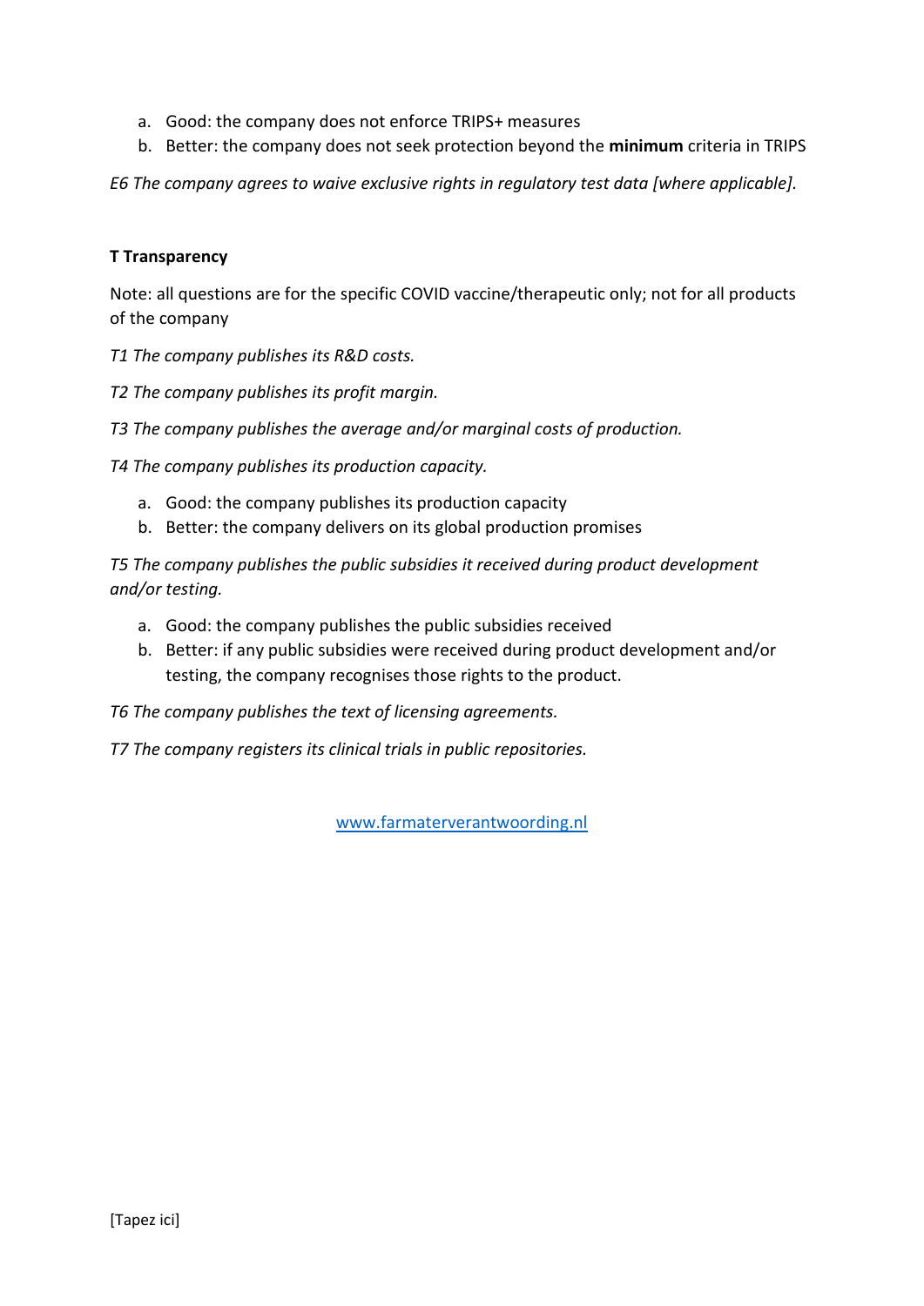a. Good: the company does not enforce TRIPS+ measures
b. Better: the company does not seek protection beyond the **minimum** criteria in TRIPS

*E6 The company agrees to waive exclusive rights in regulatory test data [where applicable].*

**T Transparency**

Note: all questions are for the specific COVID vaccine/therapeutic only; not for all products of the company

*T1 The company publishes its R&D costs.*

*T2 The company publishes its profit margin.*

*T3 The company publishes the average and/or marginal costs of production.*

*T4 The company publishes its production capacity.*

a. Good: the company publishes its production capacity
b. Better: the company delivers on its global production promises

*T5 The company publishes the public subsidies it received during product development and/or testing.*

a. Good: the company publishes the public subsidies received
b. Better: if any public subsidies were received during product development and/or testing, the company recognises those rights to the product.

*T6 The company publishes the text of licensing agreements.*

*T7 The company registers its clinical trials in public repositories.*

www.farmaterverantwoording.nl